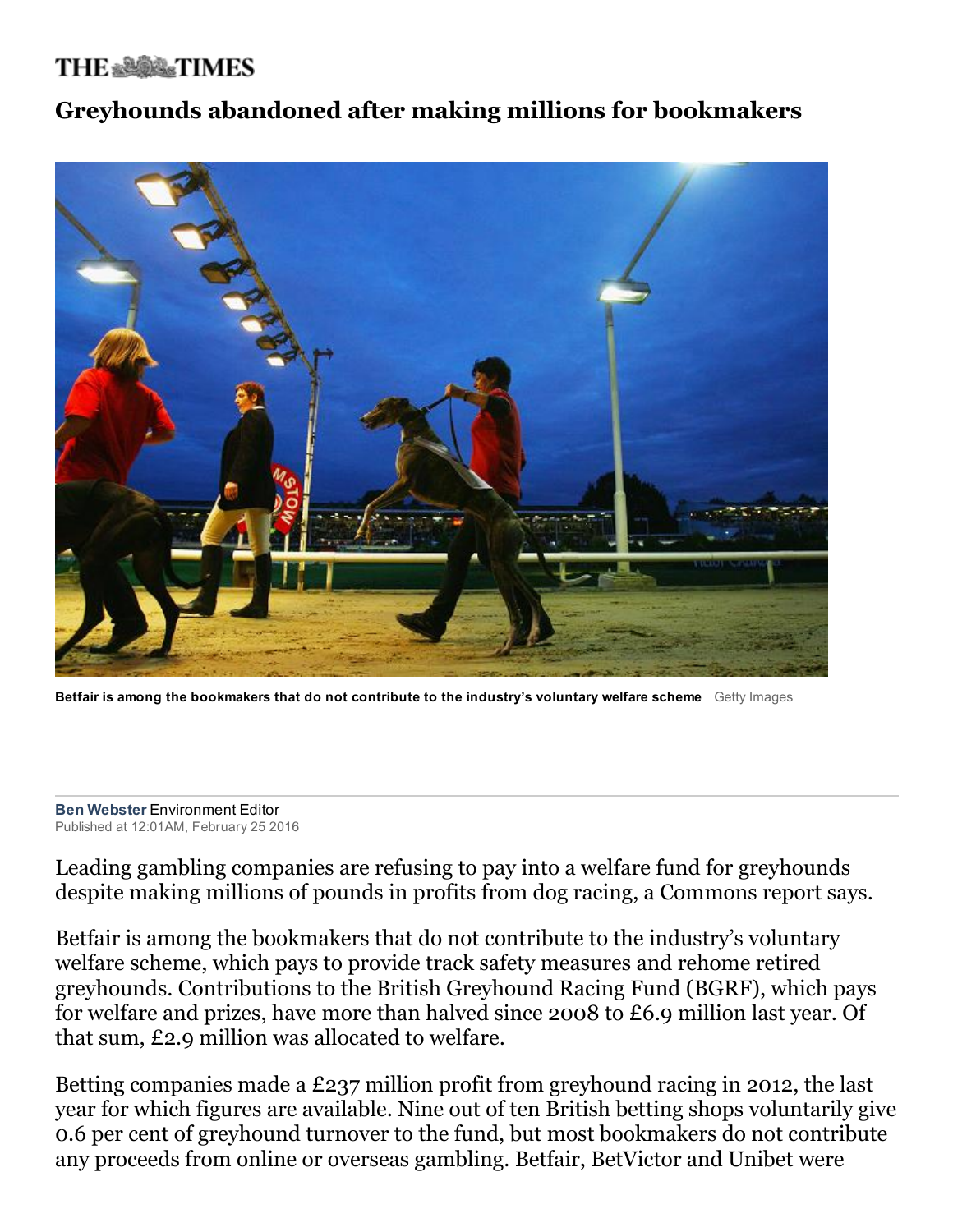THE TIMES

# Greyhounds abandoned after making millions for bookmakers

**Betfair is among the bookmakers that do not contribute to the industry's voluntary welfare scheme** Getty Images

**Ben Webster** Environment Editor
Published at 12:01AM, February 25 2016

Leading gambling companies are refusing to pay into a welfare fund for greyhounds despite making millions of pounds in profits from dog racing, a Commons report says.

Betfair is among the bookmakers that do not contribute to the industry's voluntary welfare scheme, which pays to provide track safety measures and rehome retired greyhounds. Contributions to the British Greyhound Racing Fund (BGRF), which pays for welfare and prizes, have more than halved since 2008 to £6.9 million last year. Of that sum, £2.9 million was allocated to welfare.

Betting companies made a £237 million profit from greyhound racing in 2012, the last year for which figures are available. Nine out of ten British betting shops voluntarily give 0.6 per cent of greyhound turnover to the fund, but most bookmakers do not contribute any proceeds from online or overseas gambling. Betfair, BetVictor and Unibet were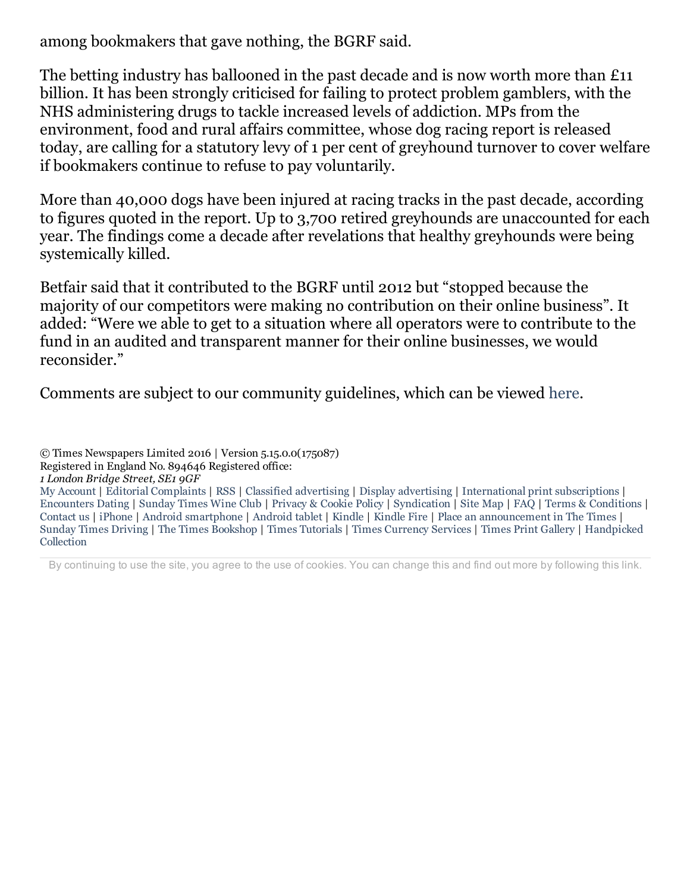among bookmakers that gave nothing, the BGRF said.

The betting industry has ballooned in the past decade and is now worth more than £11 billion. It has been strongly criticised for failing to protect problem gamblers, with the NHS administering drugs to tackle increased levels of addiction. MPs from the environment, food and rural affairs committee, whose dog racing report is released today, are calling for a statutory levy of 1 per cent of greyhound turnover to cover welfare if bookmakers continue to refuse to pay voluntarily.

More than 40,000 dogs have been injured at racing tracks in the past decade, according to figures quoted in the report. Up to 3,700 retired greyhounds are unaccounted for each year. The findings come a decade after revelations that healthy greyhounds were being systemically killed.

Betfair said that it contributed to the BGRF until 2012 but "stopped because the majority of our competitors were making no contribution on their online business". It added: "Were we able to get to a situation where all operators were to contribute to the fund in an audited and transparent manner for their online businesses, we would reconsider."

Comments are subject to our community guidelines, which can be viewed here.

© Times Newspapers Limited 2016 | Version 5.15.0.0(175087)
Registered in England No. 894646 Registered office:
*1 London Bridge Street, SE1 9GF*
My Account | Editorial Complaints | RSS | Classified advertising | Display advertising | International print subscriptions | Encounters Dating | Sunday Times Wine Club | Privacy & Cookie Policy | Syndication | Site Map | FAQ | Terms & Conditions | Contact us | iPhone | Android smartphone | Android tablet | Kindle | Kindle Fire | Place an announcement in The Times | Sunday Times Driving | The Times Bookshop | Times Tutorials | Times Currency Services | Times Print Gallery | Handpicked Collection

By continuing to use the site, you agree to the use of cookies. You can change this and find out more by following this link.